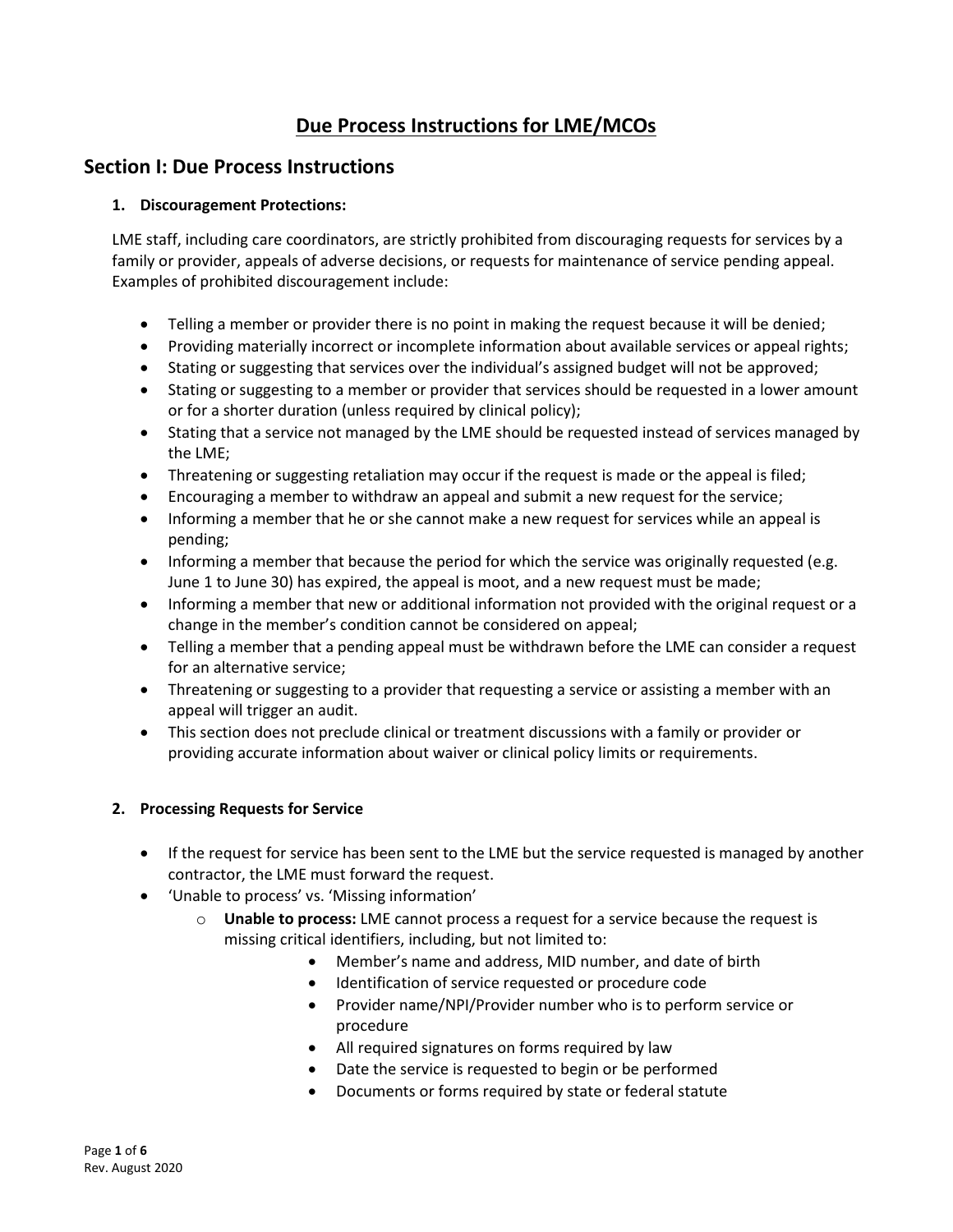# Due Process Instructions for LME/MCOs

## Section I: Due Process Instructions

### 1. Discouragement Protections:

LME staff, including care coordinators, are strictly prohibited from discouraging requests for services by a family or provider, appeals of adverse decisions, or requests for maintenance of service pending appeal. Examples of prohibited discouragement include:

- Telling a member or provider there is no point in making the request because it will be denied;
- Providing materially incorrect or incomplete information about available services or appeal rights;
- Stating or suggesting that services over the individual's assigned budget will not be approved;
- Stating or suggesting to a member or provider that services should be requested in a lower amount or for a shorter duration (unless required by clinical policy);
- Stating that a service not managed by the LME should be requested instead of services managed by the LME;
- Threatening or suggesting retaliation may occur if the request is made or the appeal is filed;
- Encouraging a member to withdraw an appeal and submit a new request for the service;
- Informing a member that he or she cannot make a new request for services while an appeal is pending;
- Informing a member that because the period for which the service was originally requested (e.g. June 1 to June 30) has expired, the appeal is moot, and a new request must be made;
- Informing a member that new or additional information not provided with the original request or a change in the member's condition cannot be considered on appeal;
- Telling a member that a pending appeal must be withdrawn before the LME can consider a request for an alternative service;
- Threatening or suggesting to a provider that requesting a service or assisting a member with an appeal will trigger an audit.
- This section does not preclude clinical or treatment discussions with a family or provider or providing accurate information about waiver or clinical policy limits or requirements.

### 2. Processing Requests for Service

- If the request for service has been sent to the LME but the service requested is managed by another contractor, the LME must forward the request.
- 'Unable to process' vs. 'Missing information'
  - **Unable to process:** LME cannot process a request for a service because the request is missing critical identifiers, including, but not limited to:
    - Member's name and address, MID number, and date of birth
    - Identification of service requested or procedure code
    - Provider name/NPI/Provider number who is to perform service or procedure
    - All required signatures on forms required by law
    - Date the service is requested to begin or be performed
    - Documents or forms required by state or federal statute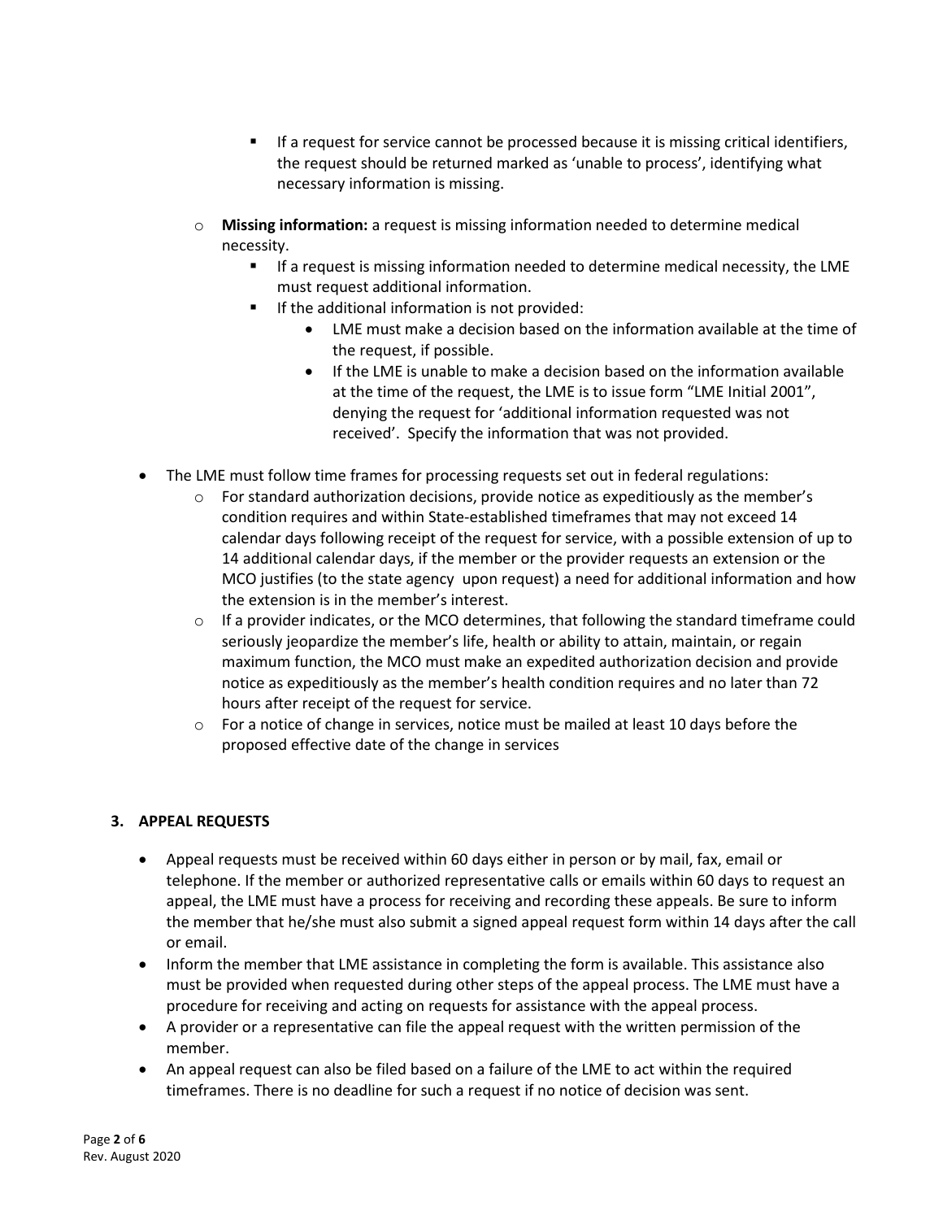- If a request for service cannot be processed because it is missing critical identifiers, the request should be returned marked as 'unable to process', identifying what necessary information is missing.
    - **Missing information:** a request is missing information needed to determine medical necessity.
        - If a request is missing information needed to determine medical necessity, the LME must request additional information.
        - If the additional information is not provided:
            - LME must make a decision based on the information available at the time of the request, if possible.
            - If the LME is unable to make a decision based on the information available at the time of the request, the LME is to issue form "LME Initial 2001", denying the request for 'additional information requested was not received'. Specify the information that was not provided.

- The LME must follow time frames for processing requests set out in federal regulations:
    - For standard authorization decisions, provide notice as expeditiously as the member's condition requires and within State-established timeframes that may not exceed 14 calendar days following receipt of the request for service, with a possible extension of up to 14 additional calendar days, if the member or the provider requests an extension or the MCO justifies (to the state agency upon request) a need for additional information and how the extension is in the member's interest.
    - If a provider indicates, or the MCO determines, that following the standard timeframe could seriously jeopardize the member's life, health or ability to attain, maintain, or regain maximum function, the MCO must make an expedited authorization decision and provide notice as expeditiously as the member's health condition requires and no later than 72 hours after receipt of the request for service.
    - For a notice of change in services, notice must be mailed at least 10 days before the proposed effective date of the change in services

## 3. APPEAL REQUESTS

- Appeal requests must be received within 60 days either in person or by mail, fax, email or telephone. If the member or authorized representative calls or emails within 60 days to request an appeal, the LME must have a process for receiving and recording these appeals. Be sure to inform the member that he/she must also submit a signed appeal request form within 14 days after the call or email.
- Inform the member that LME assistance in completing the form is available. This assistance also must be provided when requested during other steps of the appeal process. The LME must have a procedure for receiving and acting on requests for assistance with the appeal process.
- A provider or a representative can file the appeal request with the written permission of the member.
- An appeal request can also be filed based on a failure of the LME to act within the required timeframes. There is no deadline for such a request if no notice of decision was sent.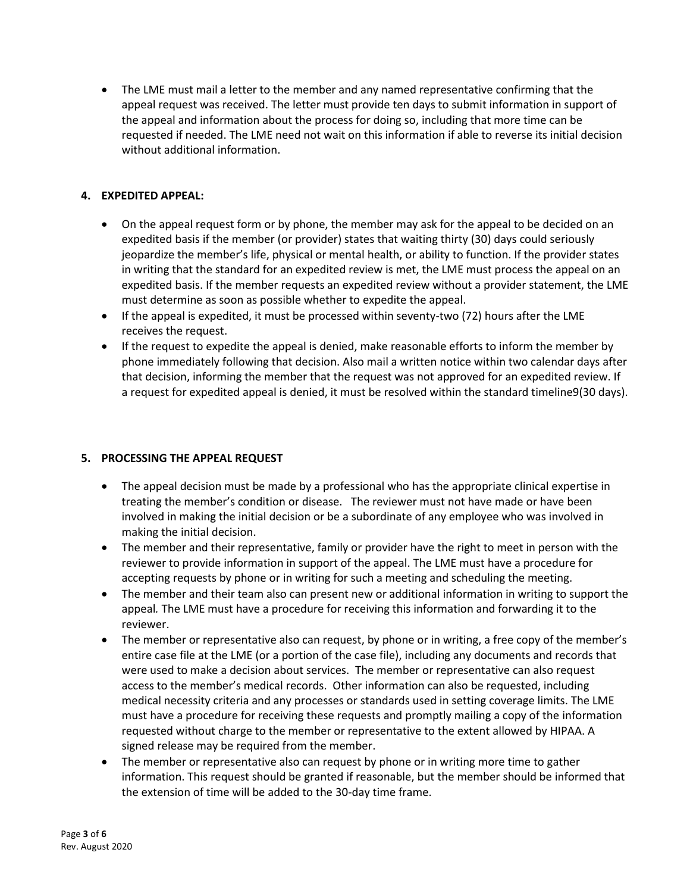- The LME must mail a letter to the member and any named representative confirming that the appeal request was received. The letter must provide ten days to submit information in support of the appeal and information about the process for doing so, including that more time can be requested if needed. The LME need not wait on this information if able to reverse its initial decision without additional information.

## 4. EXPEDITED APPEAL:

- On the appeal request form or by phone, the member may ask for the appeal to be decided on an expedited basis if the member (or provider) states that waiting thirty (30) days could seriously jeopardize the member's life, physical or mental health, or ability to function. If the provider states in writing that the standard for an expedited review is met, the LME must process the appeal on an expedited basis. If the member requests an expedited review without a provider statement, the LME must determine as soon as possible whether to expedite the appeal.
- If the appeal is expedited, it must be processed within seventy-two (72) hours after the LME receives the request.
- If the request to expedite the appeal is denied, make reasonable efforts to inform the member by phone immediately following that decision. Also mail a written notice within two calendar days after that decision, informing the member that the request was not approved for an expedited review. If a request for expedited appeal is denied, it must be resolved within the standard timeline9(30 days).

## 5. PROCESSING THE APPEAL REQUEST

- The appeal decision must be made by a professional who has the appropriate clinical expertise in treating the member's condition or disease. The reviewer must not have made or have been involved in making the initial decision or be a subordinate of any employee who was involved in making the initial decision.
- The member and their representative, family or provider have the right to meet in person with the reviewer to provide information in support of the appeal. The LME must have a procedure for accepting requests by phone or in writing for such a meeting and scheduling the meeting.
- The member and their team also can present new or additional information in writing to support the appeal. The LME must have a procedure for receiving this information and forwarding it to the reviewer.
- The member or representative also can request, by phone or in writing, a free copy of the member's entire case file at the LME (or a portion of the case file), including any documents and records that were used to make a decision about services. The member or representative can also request access to the member's medical records. Other information can also be requested, including medical necessity criteria and any processes or standards used in setting coverage limits. The LME must have a procedure for receiving these requests and promptly mailing a copy of the information requested without charge to the member or representative to the extent allowed by HIPAA. A signed release may be required from the member.
- The member or representative also can request by phone or in writing more time to gather information. This request should be granted if reasonable, but the member should be informed that the extension of time will be added to the 30-day time frame.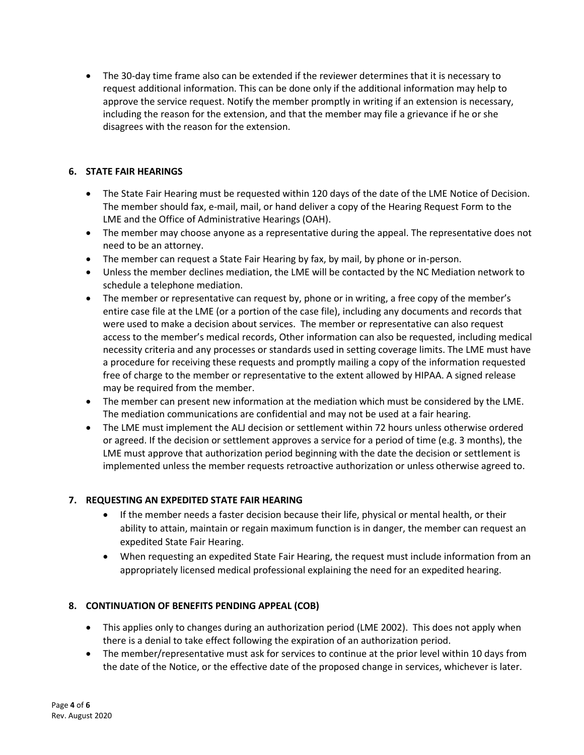- The 30-day time frame also can be extended if the reviewer determines that it is necessary to request additional information. This can be done only if the additional information may help to approve the service request. Notify the member promptly in writing if an extension is necessary, including the reason for the extension, and that the member may file a grievance if he or she disagrees with the reason for the extension.

## 6. STATE FAIR HEARINGS

- The State Fair Hearing must be requested within 120 days of the date of the LME Notice of Decision. The member should fax, e-mail, mail, or hand deliver a copy of the Hearing Request Form to the LME and the Office of Administrative Hearings (OAH).
- The member may choose anyone as a representative during the appeal. The representative does not need to be an attorney.
- The member can request a State Fair Hearing by fax, by mail, by phone or in-person.
- Unless the member declines mediation, the LME will be contacted by the NC Mediation network to schedule a telephone mediation.
- The member or representative can request by, phone or in writing, a free copy of the member's entire case file at the LME (or a portion of the case file), including any documents and records that were used to make a decision about services. The member or representative can also request access to the member's medical records, Other information can also be requested, including medical necessity criteria and any processes or standards used in setting coverage limits. The LME must have a procedure for receiving these requests and promptly mailing a copy of the information requested free of charge to the member or representative to the extent allowed by HIPAA. A signed release may be required from the member.
- The member can present new information at the mediation which must be considered by the LME. The mediation communications are confidential and may not be used at a fair hearing.
- The LME must implement the ALJ decision or settlement within 72 hours unless otherwise ordered or agreed. If the decision or settlement approves a service for a period of time (e.g. 3 months), the LME must approve that authorization period beginning with the date the decision or settlement is implemented unless the member requests retroactive authorization or unless otherwise agreed to.

## 7. REQUESTING AN EXPEDITED STATE FAIR HEARING

- If the member needs a faster decision because their life, physical or mental health, or their ability to attain, maintain or regain maximum function is in danger, the member can request an expedited State Fair Hearing.
- When requesting an expedited State Fair Hearing, the request must include information from an appropriately licensed medical professional explaining the need for an expedited hearing.

## 8. CONTINUATION OF BENEFITS PENDING APPEAL (COB)

- This applies only to changes during an authorization period (LME 2002). This does not apply when there is a denial to take effect following the expiration of an authorization period.
- The member/representative must ask for services to continue at the prior level within 10 days from the date of the Notice, or the effective date of the proposed change in services, whichever is later.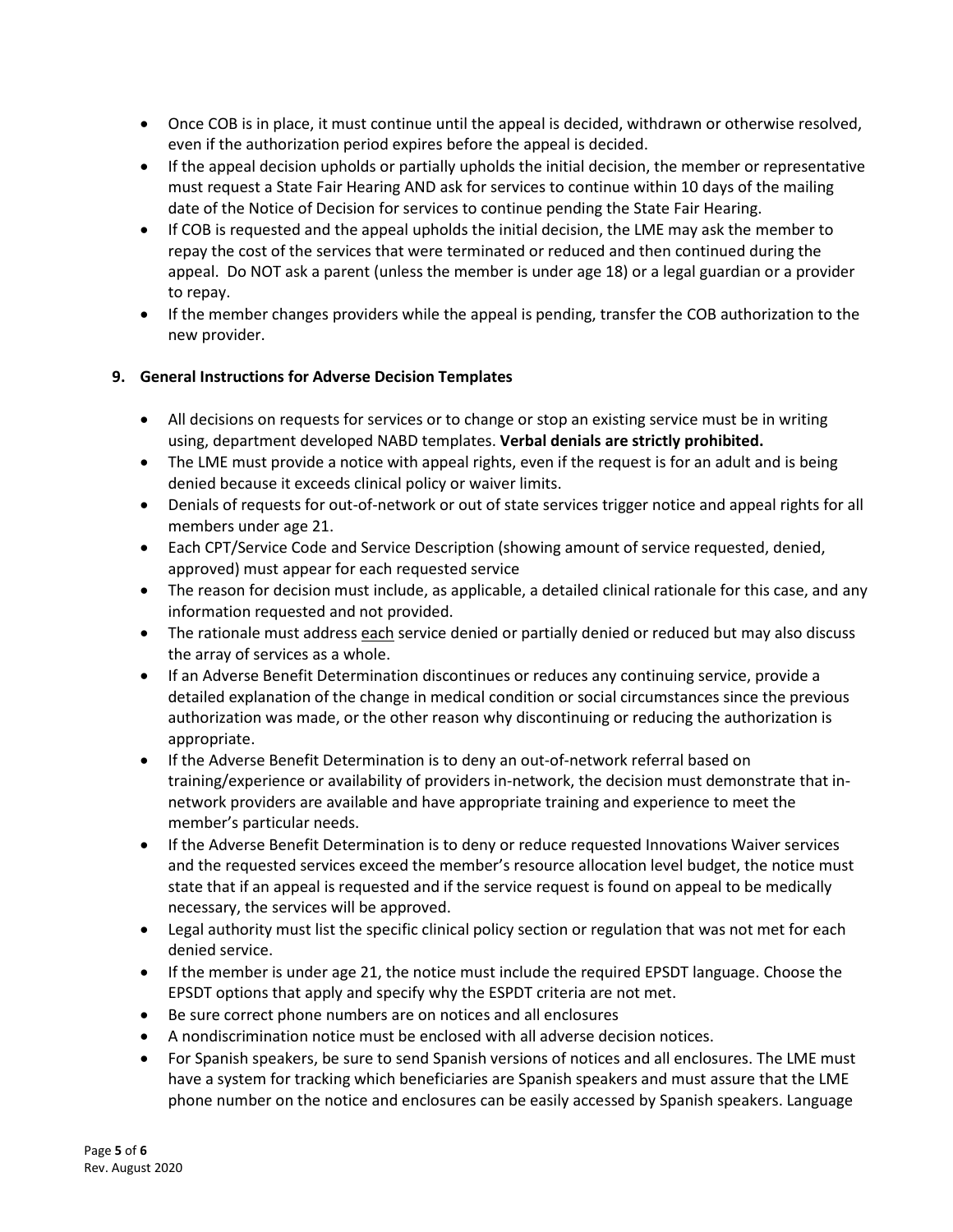- Once COB is in place, it must continue until the appeal is decided, withdrawn or otherwise resolved, even if the authorization period expires before the appeal is decided.
- If the appeal decision upholds or partially upholds the initial decision, the member or representative must request a State Fair Hearing AND ask for services to continue within 10 days of the mailing date of the Notice of Decision for services to continue pending the State Fair Hearing.
- If COB is requested and the appeal upholds the initial decision, the LME may ask the member to repay the cost of the services that were terminated or reduced and then continued during the appeal. Do NOT ask a parent (unless the member is under age 18) or a legal guardian or a provider to repay.
- If the member changes providers while the appeal is pending, transfer the COB authorization to the new provider.

**9. General Instructions for Adverse Decision Templates**

- All decisions on requests for services or to change or stop an existing service must be in writing using, department developed NABD templates. **Verbal denials are strictly prohibited.**
- The LME must provide a notice with appeal rights, even if the request is for an adult and is being denied because it exceeds clinical policy or waiver limits.
- Denials of requests for out-of-network or out of state services trigger notice and appeal rights for all members under age 21.
- Each CPT/Service Code and Service Description (showing amount of service requested, denied, approved) must appear for each requested service
- The reason for decision must include, as applicable, a detailed clinical rationale for this case, and any information requested and not provided.
- The rationale must address each service denied or partially denied or reduced but may also discuss the array of services as a whole.
- If an Adverse Benefit Determination discontinues or reduces any continuing service, provide a detailed explanation of the change in medical condition or social circumstances since the previous authorization was made, or the other reason why discontinuing or reducing the authorization is appropriate.
- If the Adverse Benefit Determination is to deny an out-of-network referral based on training/experience or availability of providers in-network, the decision must demonstrate that in-network providers are available and have appropriate training and experience to meet the member's particular needs.
- If the Adverse Benefit Determination is to deny or reduce requested Innovations Waiver services and the requested services exceed the member's resource allocation level budget, the notice must state that if an appeal is requested and if the service request is found on appeal to be medically necessary, the services will be approved.
- Legal authority must list the specific clinical policy section or regulation that was not met for each denied service.
- If the member is under age 21, the notice must include the required EPSDT language. Choose the EPSDT options that apply and specify why the ESPDT criteria are not met.
- Be sure correct phone numbers are on notices and all enclosures
- A nondiscrimination notice must be enclosed with all adverse decision notices.
- For Spanish speakers, be sure to send Spanish versions of notices and all enclosures. The LME must have a system for tracking which beneficiaries are Spanish speakers and must assure that the LME phone number on the notice and enclosures can be easily accessed by Spanish speakers. Language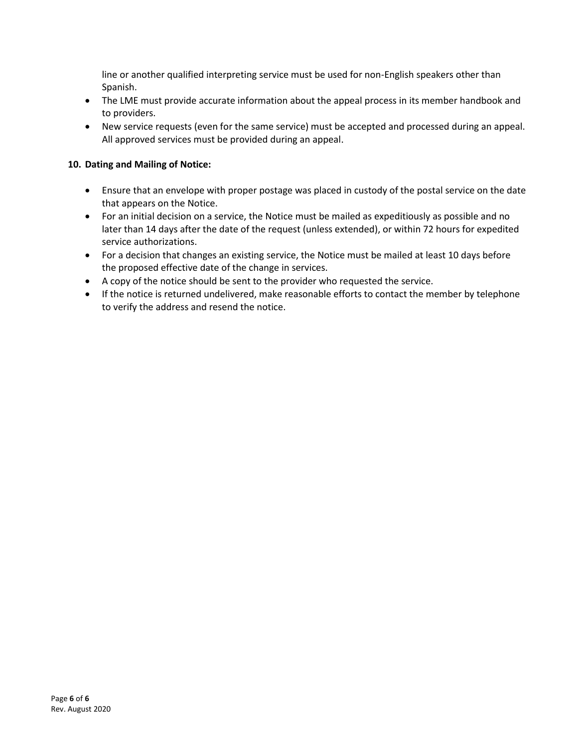line or another qualified interpreting service must be used for non-English speakers other than Spanish.

- The LME must provide accurate information about the appeal process in its member handbook and to providers.
- New service requests (even for the same service) must be accepted and processed during an appeal. All approved services must be provided during an appeal.

**10. Dating and Mailing of Notice:**

- Ensure that an envelope with proper postage was placed in custody of the postal service on the date that appears on the Notice.
- For an initial decision on a service, the Notice must be mailed as expeditiously as possible and no later than 14 days after the date of the request (unless extended), or within 72 hours for expedited service authorizations.
- For a decision that changes an existing service, the Notice must be mailed at least 10 days before the proposed effective date of the change in services.
- A copy of the notice should be sent to the provider who requested the service.
- If the notice is returned undelivered, make reasonable efforts to contact the member by telephone to verify the address and resend the notice.

Rev. August 2020